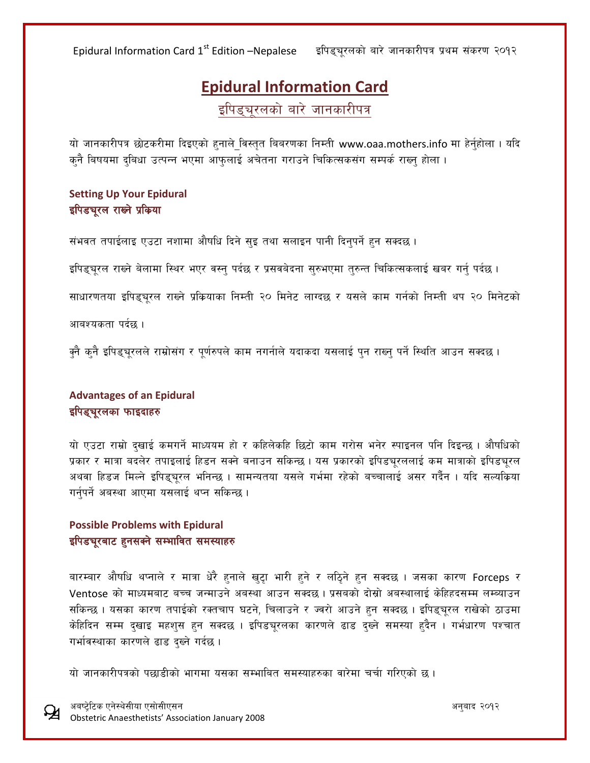# Epidural Information Card

## इपिड्चूरलको बारे जानकारीपत्र

यो जानकारीपत्र छोटकरीमा दिइएको हुनाले विस्तृत बिबरणका निम्ती www.oaa.mothers.info मा हेर्नुहोला । यदि कुनै बिषयमा दुबिधा उत्पन्न भएमा आफुलाई अचेतना गराउने चिकित्सकसंग सम्पर्क राख्नु होला ।

### Setting Up Your Epidural
### इपिडचूरल राख्ने प्रक्रिया

संभवत तपाईलाइ एउटा नशामा औषधि दिने सुइ तथा सलाइन पानी दिनुपर्ने हुन सक्दछ ।

इपिड्चूरल राख्ने बेलामा स्थिर भएर वस्नु पर्दछ र प्रसववेदना सुरुभएमा तुरुन्त चिकित्सकलाई खबर गर्नु पर्दछ ।

साधारणतया इपिड्चूरल राख्ने प्रक्रियाका निम्ती २० मिनेट लाग्दछ र यसले काम गर्नको निम्ती थप २० मिनेटको आबश्यकता पर्दछ ।

कुनै कुनै इपिड्चूरलले राम्रोसंग र पूर्णरुपले काम नगर्नाले यदाकदा यसलाई पुन राख्नु पर्ने स्थिति आउन सक्दछ ।

### Advantages of an Epidural
### इपिड्चूरलका फाइदाहरु

यो एउटा राम्रो दुखाई कमगर्ने माध्यम हो र कहिलेकहि छिटो काम गरोस भनेर स्पाइनल पनि दिइन्छ । औषधिको प्रकार र मात्रा बदलेर तपाइलाई हिडन सक्ने बनाउन सकिन्छ । यस प्रकारको इपिडचूरललाई कम मात्राको इपिडचूरल अथवा हिडज मिल्ने इपिड्चूरल भनिन्छ । सामन्यतया यसले गर्भमा रहेको बच्चालाई असर गर्दैन । यदि सल्यक्रिया गर्नुपर्ने अवस्था आएमा यसलाई थप्न सकिन्छ ।

### Possible Problems with Epidural
### इपिडचूरबाट हुनसक्ने सम्भावित समस्याहरु

बारम्बार औषधि थप्नाले र मात्रा धेरै हुनाले खुट्टा भारी हुने र लठ्ठिने हुन सक्दछ । जसका कारण Forceps र Ventose को माध्यमबाट बच्च जन्माउने अबस्था आउन सक्दछ । प्रसबको दोस्रो अबस्थालाई केहिहदसम्म लम्ब्याउन सकिन्छ । यसका कारण तपाईको रक्तचाप घटने, चिलाउने र ज्वरो आउने हुन सक्दछ । इपिड्चूरल राखेको ठाउमा केहिदिन सम्म दुखाइ महशुस हुन सक्दछ । इपिडचूरलका कारणले ढाड दुख्ने समस्या हुदैन । गर्भधारण पश्चात गर्भावस्थाका कारणले ढाड दुख्ने गर्दछ ।

यो जानकारीपत्रको पछाडीको भागमा यसका सम्भावित समस्याहरुका वारेमा चर्चा गरिएको छ ।

अबष्ट्रेटिक एनेस्थेसीया एसोसीएसन
Obstetric Anaesthetists' Association January 2008

अनुबाद २०१२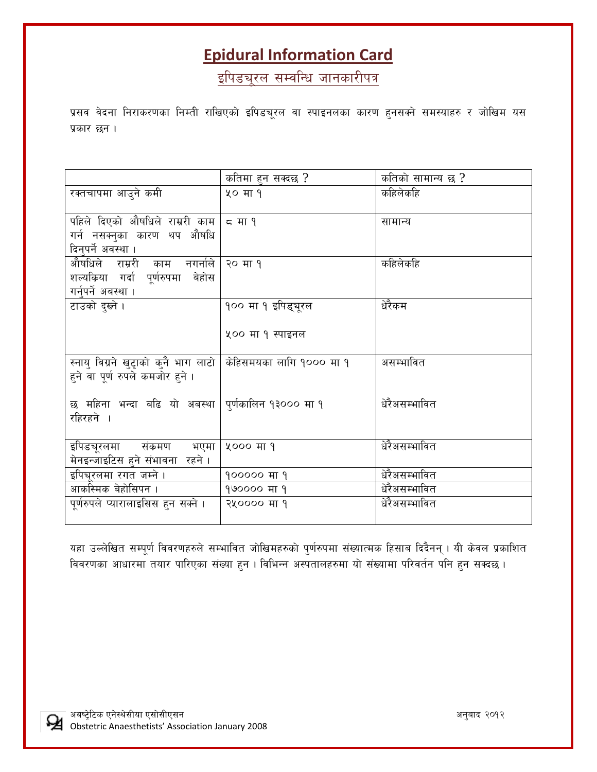# Epidural Information Card

## इपिडचूरल सम्वन्धि जानकारीपत्र

प्रसव वेदना निराकरणका निम्ती राखिएको इपिडचूरल वा स्पाइनलका कारण हुनसक्ने समस्याहरु र जोखिम यस प्रकार छन ।

| | कतिमा हुन सक्दछ ? | कतिको सामान्य छ ? |
|---|---|---|
| रक्तचापमा आउने कमी | ५० मा १ | कहिलेकहि |
| पहिले दिएको औषधिले राम्ररी काम गर्न नसक्नुका कारण थप औषधि दिनुपर्ने अवस्था । | ८ मा १ | सामान्य |
| औषधिले राम्ररी काम नगर्नाले शल्यक्रिया गर्दा पूर्णरुपमा बेहोस गर्नुपर्ने अबस्था । | २० मा १ | कहिलेकहि |
| टाउको दुख्ने । | १०० मा १ इपिड्चूरल<br><br>५०० मा १ स्पाइनल | धेरैकम |
| स्नायु बिग्रने खुट्टाको कुनै भाग लाटो हुने वा पूर्ण रुपले कमजोर हुने ।<br><br>छ महिना भन्दा बढि यो अवस्था रहिरहने । | केहिसमयका लागि १००० मा १<br><br>पुर्णकालिन १३००० मा १ | असम्भावित<br><br>धेरैअसम्भावित |
| इपिडचूरलमा संक्रमण भएमा मेनइन्जाइटिस हुने संभावना रहने । | ५००० मा १ | धेरैअसम्भावित |
| इपिचूरलमा रगत जम्ने । | १००००० मा १ | धेरैअसम्भावित |
| आकस्मिक बेहोसिपन । | १७०००० मा १ | धेरैअसम्भावित |
| पूर्णरुपले प्यारालाइसिस हुन सक्ने । | २५०००० मा १ | धेरैअसम्भावित |

यहा उल्लेखित सम्पूर्ण विवरणहरुले सम्भावित जोखिमहरुको पुर्णरुपमा संख्यात्मक हिसाब दिदैनन् । यी केवल प्रकाशित विवरणका आधारमा तयार पारिएका संख्या हुन । विभिन्न अस्पतालहरुमा यो संख्यामा परिवर्तन पनि हुन सक्दछ ।

अबष्ट्रेटिक एनेस्थेसीया एसोसीएसन
Obstetric Anaesthetists' Association January 2008

अनुबाद २०१२